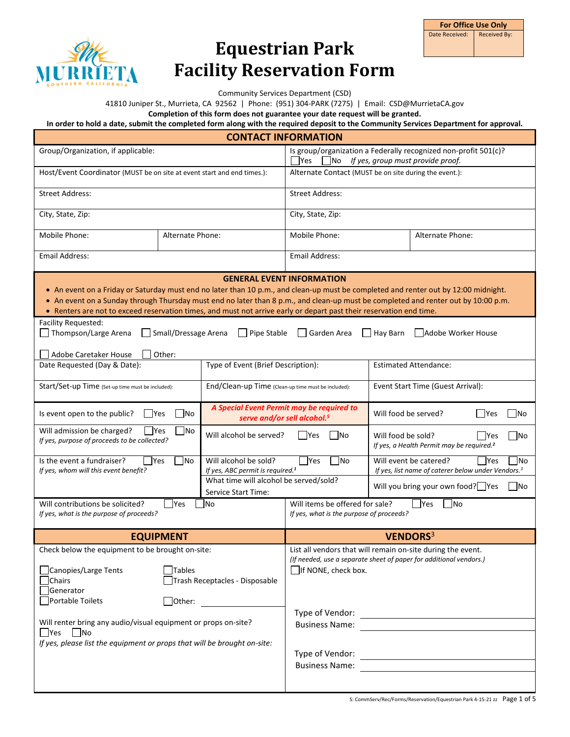| For Office Use Only | |
|---|---|
| Date Received: | Received By: |

# Equestrian Park Facility Reservation Form

Community Services Department (CSD)
41810 Juniper St., Murrieta, CA 92562 | Phone: (951) 304-PARK (7275) | Email: CSD@MurrietaCA.gov

**Completion of this form does not guarantee your date request will be granted.**
**In order to hold a date, submit the completed form along with the required deposit to the Community Services Department for approval.**

## CONTACT INFORMATION

| | | | |
|---|---|---|---|
| Group/Organization, if applicable: | | Is group/organization a Federally recognized non-profit 501(c)? ☐Yes ☐No *If yes, group must provide proof.* | |
| Host/Event Coordinator (MUST be on site at event start and end times.): | | Alternate Contact (MUST be on site during the event.): | |
| Street Address: | | Street Address: | |
| City, State, Zip: | | City, State, Zip: | |
| Mobile Phone: | Alternate Phone: | Mobile Phone: | Alternate Phone: |
| Email Address: | | Email Address: | |

## GENERAL EVENT INFORMATION

- An event on a Friday or Saturday must end no later than 10 p.m., and clean-up must be completed and renter out by 12:00 midnight.
- An event on a Sunday through Thursday must end no later than 8 p.m., and clean-up must be completed and renter out by 10:00 p.m.
- Renters are not to exceed reservation times, and must not arrive early or depart past their reservation end time.

Facility Requested:
☐ Thompson/Large Arena ☐ Small/Dressage Arena ☐ Pipe Stable ☐ Garden Area ☐ Hay Barn ☐ Adobe Worker House
☐ Adobe Caretaker House ☐ Other:

| | | |
|---|---|---|
| Date Requested (Day & Date): | Type of Event (Brief Description): | Estimated Attendance: |
| Start/Set-up Time (Set-up time must be included): | End/Clean-up Time (Clean-up time must be included): | Event Start Time (Guest Arrival): |
| Is event open to the public? ☐Yes ☐No | ***A Special Event Permit may be required to serve and/or sell alcohol.[5]*** | Will food be served? ☐Yes ☐No |
| Will admission be charged? ☐Yes ☐No *If yes, purpose of proceeds to be collected?* | Will alcohol be served? ☐Yes ☐No | Will food be sold? ☐Yes ☐No *If yes, a Health Permit may be required.[2]* |
| Is the event a fundraiser? ☐Yes ☐No *If yes, whom will this event benefit?* | Will alcohol be sold? ☐Yes ☐No *If yes, ABC permit is required.[1]* | Will event be catered? ☐Yes ☐No *If yes, list name of caterer below under Vendors.[3]* |
| | What time will alcohol be served/sold? Service Start Time: | Will you bring your own food? ☐Yes ☐No |

| | |
|---|---|
| Will contributions be solicited? ☐Yes ☐No *If yes, what is the purpose of proceeds?* | Will items be offered for sale? ☐Yes ☐No *If yes, what is the purpose of proceeds?* |

## EQUIPMENT

Check below the equipment to be brought on-site:

☐ Canopies/Large Tents ☐ Tables
☐ Chairs ☐ Trash Receptacles - Disposable
☐ Generator
☐ Portable Toilets ☐ Other: ______________

Will renter bring any audio/visual equipment or props on-site?
☐Yes ☐No
*If yes, please list the equipment or props that will be brought on-site:*

## VENDORS[3]

List all vendors that will remain on-site during the event.
*(If needed, use a separate sheet of paper for additional vendors.)*
☐ If NONE, check box.

Type of Vendor: ______________
Business Name: ______________

Type of Vendor: ______________
Business Name: ______________

S: CommServ/Rec/Forms/Reservation/Equestrian Park 4-15-21 zz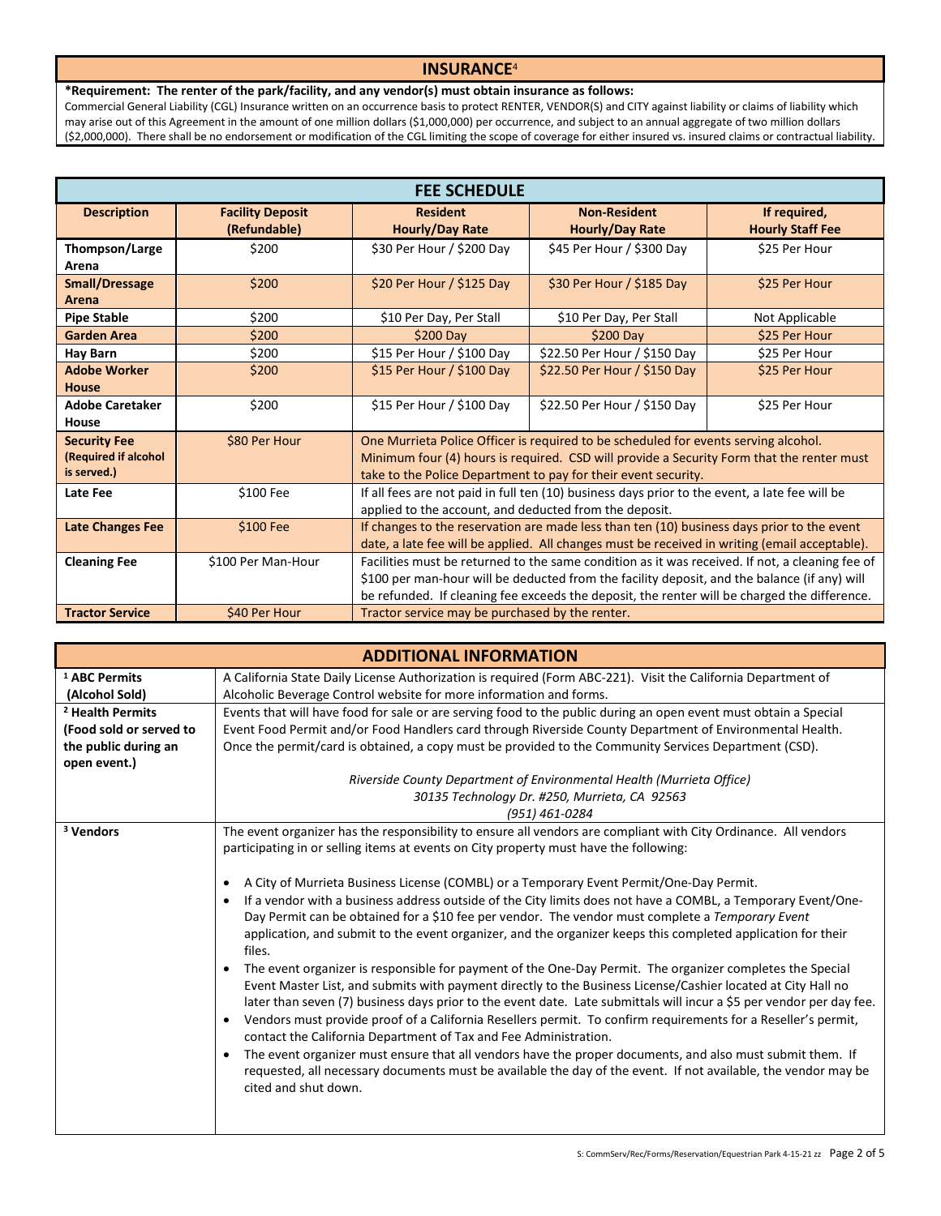## INSURANCE[4]

**\*Requirement: The renter of the park/facility, and any vendor(s) must obtain insurance as follows:**
Commercial General Liability (CGL) Insurance written on an occurrence basis to protect RENTER, VENDOR(S) and CITY against liability or claims of liability which may arise out of this Agreement in the amount of one million dollars ($1,000,000) per occurrence, and subject to an annual aggregate of two million dollars ($2,000,000). There shall be no endorsement or modification of the CGL limiting the scope of coverage for either insured vs. insured claims or contractual liability.

## FEE SCHEDULE

| Description | Facility Deposit (Refundable) | Resident Hourly/Day Rate | Non-Resident Hourly/Day Rate | If required, Hourly Staff Fee |
|---|---|---|---|---|
| **Thompson/Large Arena** | $200 | $30 Per Hour / $200 Day | $45 Per Hour / $300 Day | $25 Per Hour |
| **Small/Dressage Arena** | $200 | $20 Per Hour / $125 Day | $30 Per Hour / $185 Day | $25 Per Hour |
| **Pipe Stable** | $200 | $10 Per Day, Per Stall | $10 Per Day, Per Stall | Not Applicable |
| **Garden Area** | $200 | $200 Day | $200 Day | $25 Per Hour |
| **Hay Barn** | $200 | $15 Per Hour / $100 Day | $22.50 Per Hour / $150 Day | $25 Per Hour |
| **Adobe Worker House** | $200 | $15 Per Hour / $100 Day | $22.50 Per Hour / $150 Day | $25 Per Hour |
| **Adobe Caretaker House** | $200 | $15 Per Hour / $100 Day | $22.50 Per Hour / $150 Day | $25 Per Hour |
| **Security Fee (Required if alcohol is served.)** | $80 Per Hour | One Murrieta Police Officer is required to be scheduled for events serving alcohol. Minimum four (4) hours is required. CSD will provide a Security Form that the renter must take to the Police Department to pay for their event security. | | |
| **Late Fee** | $100 Fee | If all fees are not paid in full ten (10) business days prior to the event, a late fee will be applied to the account, and deducted from the deposit. | | |
| **Late Changes Fee** | $100 Fee | If changes to the reservation are made less than ten (10) business days prior to the event date, a late fee will be applied. All changes must be received in writing (email acceptable). | | |
| **Cleaning Fee** | $100 Per Man-Hour | Facilities must be returned to the same condition as it was received. If not, a cleaning fee of $100 per man-hour will be deducted from the facility deposit, and the balance (if any) will be refunded. If cleaning fee exceeds the deposit, the renter will be charged the difference. | | |
| **Tractor Service** | $40 Per Hour | Tractor service may be purchased by the renter. | | |

## ADDITIONAL INFORMATION

| | |
|---|---|
| **[1] ABC Permits (Alcohol Sold)** | A California State Daily License Authorization is required (Form ABC-221). Visit the California Department of Alcoholic Beverage Control website for more information and forms. |
| **[2] Health Permits (Food sold or served to the public during an open event.)** | Events that will have food for sale or are serving food to the public during an open event must obtain a Special Event Food Permit and/or Food Handlers card through Riverside County Department of Environmental Health. Once the permit/card is obtained, a copy must be provided to the Community Services Department (CSD).<br><br>*Riverside County Department of Environmental Health (Murrieta Office)*<br>*30135 Technology Dr. #250, Murrieta, CA 92563*<br>*(951) 461-0284* |
| **[3] Vendors** | The event organizer has the responsibility to ensure all vendors are compliant with City Ordinance. All vendors participating in or selling items at events on City property must have the following:<br><br>• A City of Murrieta Business License (COMBL) or a Temporary Event Permit/One-Day Permit.<br>• If a vendor with a business address outside of the City limits does not have a COMBL, a Temporary Event/One-Day Permit can be obtained for a $10 fee per vendor. The vendor must complete a *Temporary Event* application, and submit to the event organizer, and the organizer keeps this completed application for their files.<br>• The event organizer is responsible for payment of the One-Day Permit. The organizer completes the Special Event Master List, and submits with payment directly to the Business License/Cashier located at City Hall no later than seven (7) business days prior to the event date. Late submittals will incur a $5 per vendor per day fee.<br>• Vendors must provide proof of a California Resellers permit. To confirm requirements for a Reseller's permit, contact the California Department of Tax and Fee Administration.<br>• The event organizer must ensure that all vendors have the proper documents, and also must submit them. If requested, all necessary documents must be available the day of the event. If not available, the vendor may be cited and shut down. |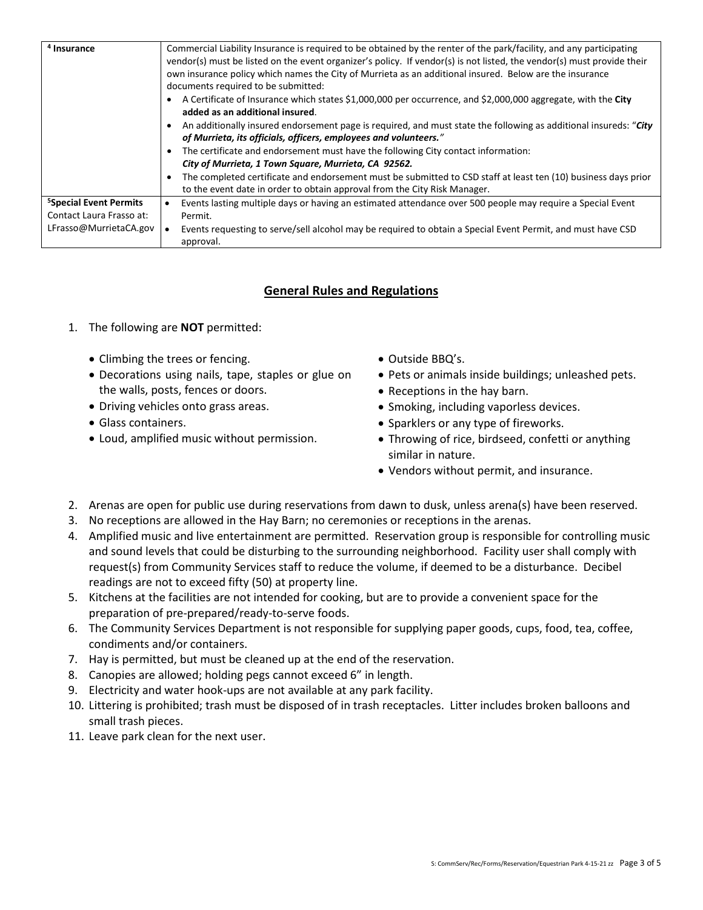| | |
|---|---|
| [4] **Insurance** | Commercial Liability Insurance is required to be obtained by the renter of the park/facility, and any participating vendor(s) must be listed on the event organizer's policy. If vendor(s) is not listed, the vendor(s) must provide their own insurance policy which names the City of Murrieta as an additional insured. Below are the insurance documents required to be submitted:<br>• A Certificate of Insurance which states $1,000,000 per occurrence, and $2,000,000 aggregate, with the **City added as an additional insured**.<br>• An additionally insured endorsement page is required, and must state the following as additional insureds: "***City of Murrieta, its officials, officers, employees and volunteers.***"<br>• The certificate and endorsement must have the following City contact information: ***City of Murrieta, 1 Town Square, Murrieta, CA 92562.***<br>• The completed certificate and endorsement must be submitted to CSD staff at least ten (10) business days prior to the event date in order to obtain approval from the City Risk Manager. |
| [5] **Special Event Permits** Contact Laura Frasso at: LFrasso@MurrietaCA.gov | • Events lasting multiple days or having an estimated attendance over 500 people may require a Special Event Permit.<br>• Events requesting to serve/sell alcohol may be required to obtain a Special Event Permit, and must have CSD approval. |

## General Rules and Regulations

1. The following are **NOT** permitted:
   - Climbing the trees or fencing.
   - Decorations using nails, tape, staples or glue on the walls, posts, fences or doors.
   - Driving vehicles onto grass areas.
   - Glass containers.
   - Loud, amplified music without permission.
   - Outside BBQ's.
   - Pets or animals inside buildings; unleashed pets.
   - Receptions in the hay barn.
   - Smoking, including vaporless devices.
   - Sparklers or any type of fireworks.
   - Throwing of rice, birdseed, confetti or anything similar in nature.
   - Vendors without permit, and insurance.
2. Arenas are open for public use during reservations from dawn to dusk, unless arena(s) have been reserved.
3. No receptions are allowed in the Hay Barn; no ceremonies or receptions in the arenas.
4. Amplified music and live entertainment are permitted. Reservation group is responsible for controlling music and sound levels that could be disturbing to the surrounding neighborhood. Facility user shall comply with request(s) from Community Services staff to reduce the volume, if deemed to be a disturbance. Decibel readings are not to exceed fifty (50) at property line.
5. Kitchens at the facilities are not intended for cooking, but are to provide a convenient space for the preparation of pre-prepared/ready-to-serve foods.
6. The Community Services Department is not responsible for supplying paper goods, cups, food, tea, coffee, condiments and/or containers.
7. Hay is permitted, but must be cleaned up at the end of the reservation.
8. Canopies are allowed; holding pegs cannot exceed 6" in length.
9. Electricity and water hook-ups are not available at any park facility.
10. Littering is prohibited; trash must be disposed of in trash receptacles. Litter includes broken balloons and small trash pieces.
11. Leave park clean for the next user.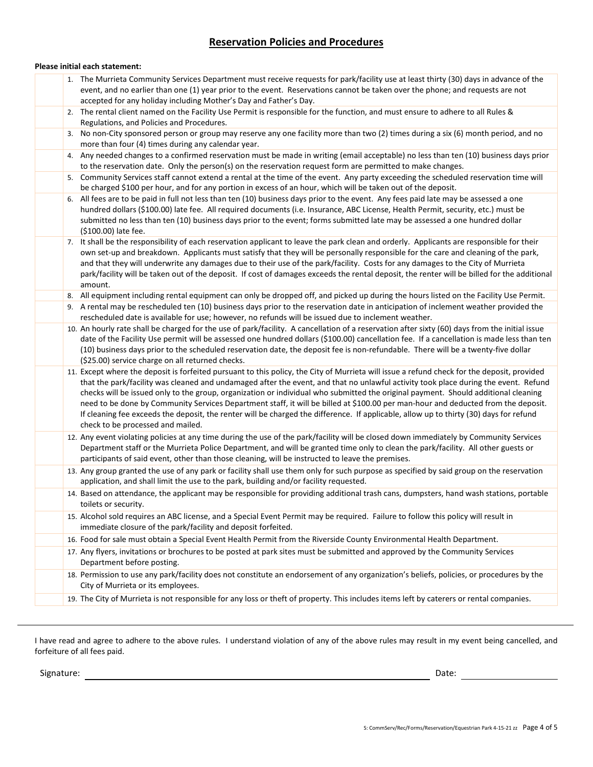## Reservation Policies and Procedures

**Please initial each statement:**

| | |
|---|---|
| | 1. The Murrieta Community Services Department must receive requests for park/facility use at least thirty (30) days in advance of the event, and no earlier than one (1) year prior to the event. Reservations cannot be taken over the phone; and requests are not accepted for any holiday including Mother's Day and Father's Day. |
| | 2. The rental client named on the Facility Use Permit is responsible for the function, and must ensure to adhere to all Rules & Regulations, and Policies and Procedures. |
| | 3. No non-City sponsored person or group may reserve any one facility more than two (2) times during a six (6) month period, and no more than four (4) times during any calendar year. |
| | 4. Any needed changes to a confirmed reservation must be made in writing (email acceptable) no less than ten (10) business days prior to the reservation date. Only the person(s) on the reservation request form are permitted to make changes. |
| | 5. Community Services staff cannot extend a rental at the time of the event. Any party exceeding the scheduled reservation time will be charged $100 per hour, and for any portion in excess of an hour, which will be taken out of the deposit. |
| | 6. All fees are to be paid in full not less than ten (10) business days prior to the event. Any fees paid late may be assessed a one hundred dollars ($100.00) late fee. All required documents (i.e. Insurance, ABC License, Health Permit, security, etc.) must be submitted no less than ten (10) business days prior to the event; forms submitted late may be assessed a one hundred dollar ($100.00) late fee. |
| | 7. It shall be the responsibility of each reservation applicant to leave the park clean and orderly. Applicants are responsible for their own set-up and breakdown. Applicants must satisfy that they will be personally responsible for the care and cleaning of the park, and that they will underwrite any damages due to their use of the park/facility. Costs for any damages to the City of Murrieta park/facility will be taken out of the deposit. If cost of damages exceeds the rental deposit, the renter will be billed for the additional amount. |
| | 8. All equipment including rental equipment can only be dropped off, and picked up during the hours listed on the Facility Use Permit. |
| | 9. A rental may be rescheduled ten (10) business days prior to the reservation date in anticipation of inclement weather provided the rescheduled date is available for use; however, no refunds will be issued due to inclement weather. |
| | 10. An hourly rate shall be charged for the use of park/facility. A cancellation of a reservation after sixty (60) days from the initial issue date of the Facility Use permit will be assessed one hundred dollars ($100.00) cancellation fee. If a cancellation is made less than ten (10) business days prior to the scheduled reservation date, the deposit fee is non-refundable. There will be a twenty-five dollar ($25.00) service charge on all returned checks. |
| | 11. Except where the deposit is forfeited pursuant to this policy, the City of Murrieta will issue a refund check for the deposit, provided that the park/facility was cleaned and undamaged after the event, and that no unlawful activity took place during the event. Refund checks will be issued only to the group, organization or individual who submitted the original payment. Should additional cleaning need to be done by Community Services Department staff, it will be billed at $100.00 per man-hour and deducted from the deposit. If cleaning fee exceeds the deposit, the renter will be charged the difference. If applicable, allow up to thirty (30) days for refund check to be processed and mailed. |
| | 12. Any event violating policies at any time during the use of the park/facility will be closed down immediately by Community Services Department staff or the Murrieta Police Department, and will be granted time only to clean the park/facility. All other guests or participants of said event, other than those cleaning, will be instructed to leave the premises. |
| | 13. Any group granted the use of any park or facility shall use them only for such purpose as specified by said group on the reservation application, and shall limit the use to the park, building and/or facility requested. |
| | 14. Based on attendance, the applicant may be responsible for providing additional trash cans, dumpsters, hand wash stations, portable toilets or security. |
| | 15. Alcohol sold requires an ABC license, and a Special Event Permit may be required. Failure to follow this policy will result in immediate closure of the park/facility and deposit forfeited. |
| | 16. Food for sale must obtain a Special Event Health Permit from the Riverside County Environmental Health Department. |
| | 17. Any flyers, invitations or brochures to be posted at park sites must be submitted and approved by the Community Services Department before posting. |
| | 18. Permission to use any park/facility does not constitute an endorsement of any organization's beliefs, policies, or procedures by the City of Murrieta or its employees. |
| | 19. The City of Murrieta is not responsible for any loss or theft of property. This includes items left by caterers or rental companies. |

I have read and agree to adhere to the above rules. I understand violation of any of the above rules may result in my event being cancelled, and forfeiture of all fees paid.

Signature: ______________________________ Date: ______________

S: CommServ/Rec/Forms/Reservation/Equestrian Park 4-15-21 zz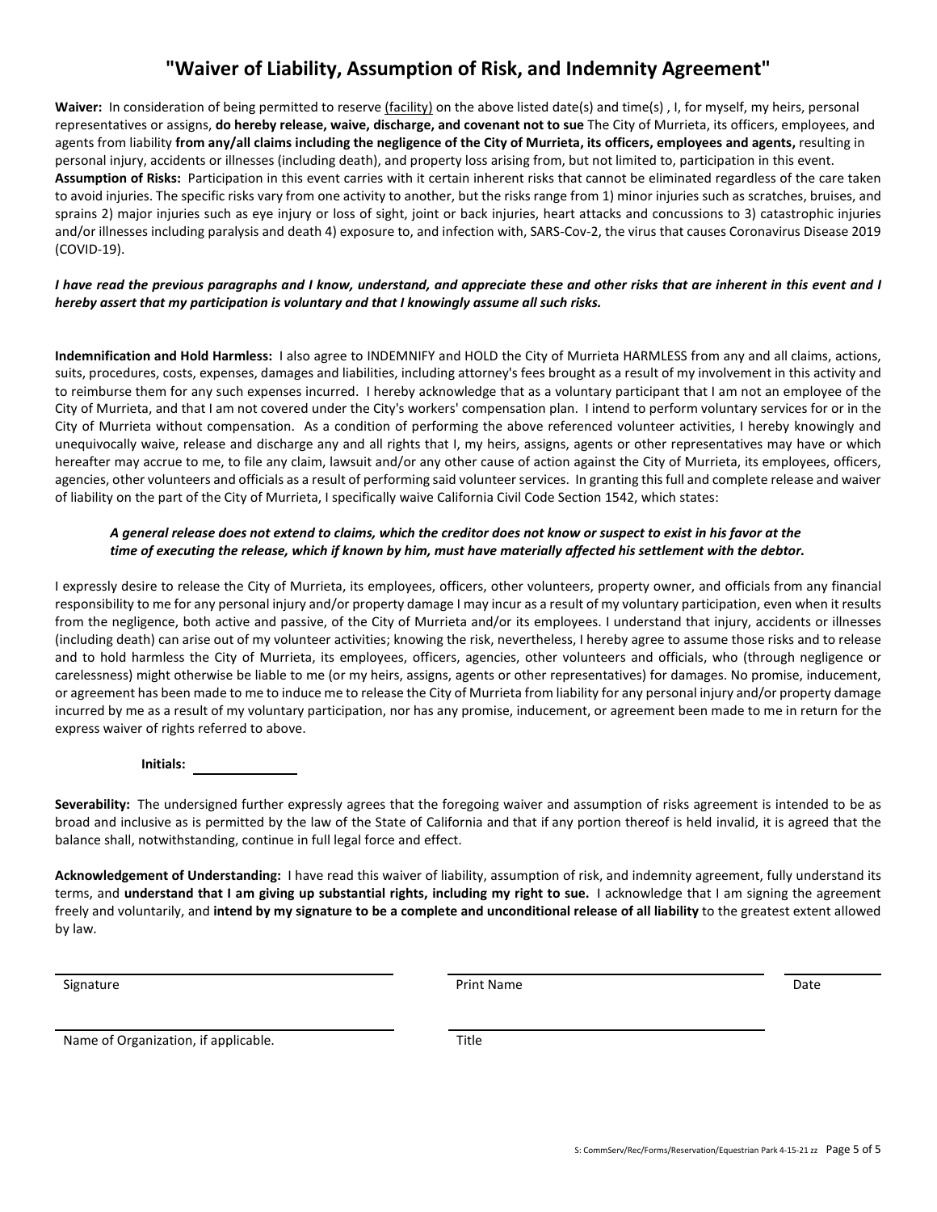# "Waiver of Liability, Assumption of Risk, and Indemnity Agreement"

**Waiver:** In consideration of being permitted to reserve (facility) on the above listed date(s) and time(s) , I, for myself, my heirs, personal representatives or assigns, **do hereby release, waive, discharge, and covenant not to sue** The City of Murrieta, its officers, employees, and agents from liability **from any/all claims including the negligence of the City of Murrieta, its officers, employees and agents,** resulting in personal injury, accidents or illnesses (including death), and property loss arising from, but not limited to, participation in this event.
**Assumption of Risks:** Participation in this event carries with it certain inherent risks that cannot be eliminated regardless of the care taken to avoid injuries. The specific risks vary from one activity to another, but the risks range from 1) minor injuries such as scratches, bruises, and sprains 2) major injuries such as eye injury or loss of sight, joint or back injuries, heart attacks and concussions to 3) catastrophic injuries and/or illnesses including paralysis and death 4) exposure to, and infection with, SARS-Cov-2, the virus that causes Coronavirus Disease 2019 (COVID-19).

***I have read the previous paragraphs and I know, understand, and appreciate these and other risks that are inherent in this event and I hereby assert that my participation is voluntary and that I knowingly assume all such risks.***

**Indemnification and Hold Harmless:** I also agree to INDEMNIFY and HOLD the City of Murrieta HARMLESS from any and all claims, actions, suits, procedures, costs, expenses, damages and liabilities, including attorney's fees brought as a result of my involvement in this activity and to reimburse them for any such expenses incurred. I hereby acknowledge that as a voluntary participant that I am not an employee of the City of Murrieta, and that I am not covered under the City's workers' compensation plan. I intend to perform voluntary services for or in the City of Murrieta without compensation. As a condition of performing the above referenced volunteer activities, I hereby knowingly and unequivocally waive, release and discharge any and all rights that I, my heirs, assigns, agents or other representatives may have or which hereafter may accrue to me, to file any claim, lawsuit and/or any other cause of action against the City of Murrieta, its employees, officers, agencies, other volunteers and officials as a result of performing said volunteer services. In granting this full and complete release and waiver of liability on the part of the City of Murrieta, I specifically waive California Civil Code Section 1542, which states:

***A general release does not extend to claims, which the creditor does not know or suspect to exist in his favor at the time of executing the release, which if known by him, must have materially affected his settlement with the debtor.***

I expressly desire to release the City of Murrieta, its employees, officers, other volunteers, property owner, and officials from any financial responsibility to me for any personal injury and/or property damage I may incur as a result of my voluntary participation, even when it results from the negligence, both active and passive, of the City of Murrieta and/or its employees. I understand that injury, accidents or illnesses (including death) can arise out of my volunteer activities; knowing the risk, nevertheless, I hereby agree to assume those risks and to release and to hold harmless the City of Murrieta, its employees, officers, agencies, other volunteers and officials, who (through negligence or carelessness) might otherwise be liable to me (or my heirs, assigns, agents or other representatives) for damages. No promise, inducement, or agreement has been made to me to induce me to release the City of Murrieta from liability for any personal injury and/or property damage incurred by me as a result of my voluntary participation, nor has any promise, inducement, or agreement been made to me in return for the express waiver of rights referred to above.

**Initials:** ____________

**Severability:** The undersigned further expressly agrees that the foregoing waiver and assumption of risks agreement is intended to be as broad and inclusive as is permitted by the law of the State of California and that if any portion thereof is held invalid, it is agreed that the balance shall, notwithstanding, continue in full legal force and effect.

**Acknowledgement of Understanding:** I have read this waiver of liability, assumption of risk, and indemnity agreement, fully understand its terms, and **understand that I am giving up substantial rights, including my right to sue.** I acknowledge that I am signing the agreement freely and voluntarily, and **intend by my signature to be a complete and unconditional release of all liability** to the greatest extent allowed by law.

______________________________ Signature

______________________________ Print Name

____________ Date

______________________________ Name of Organization, if applicable.

______________________________ Title

S: CommServ/Rec/Forms/Reservation/Equestrian Park 4-15-21 zz